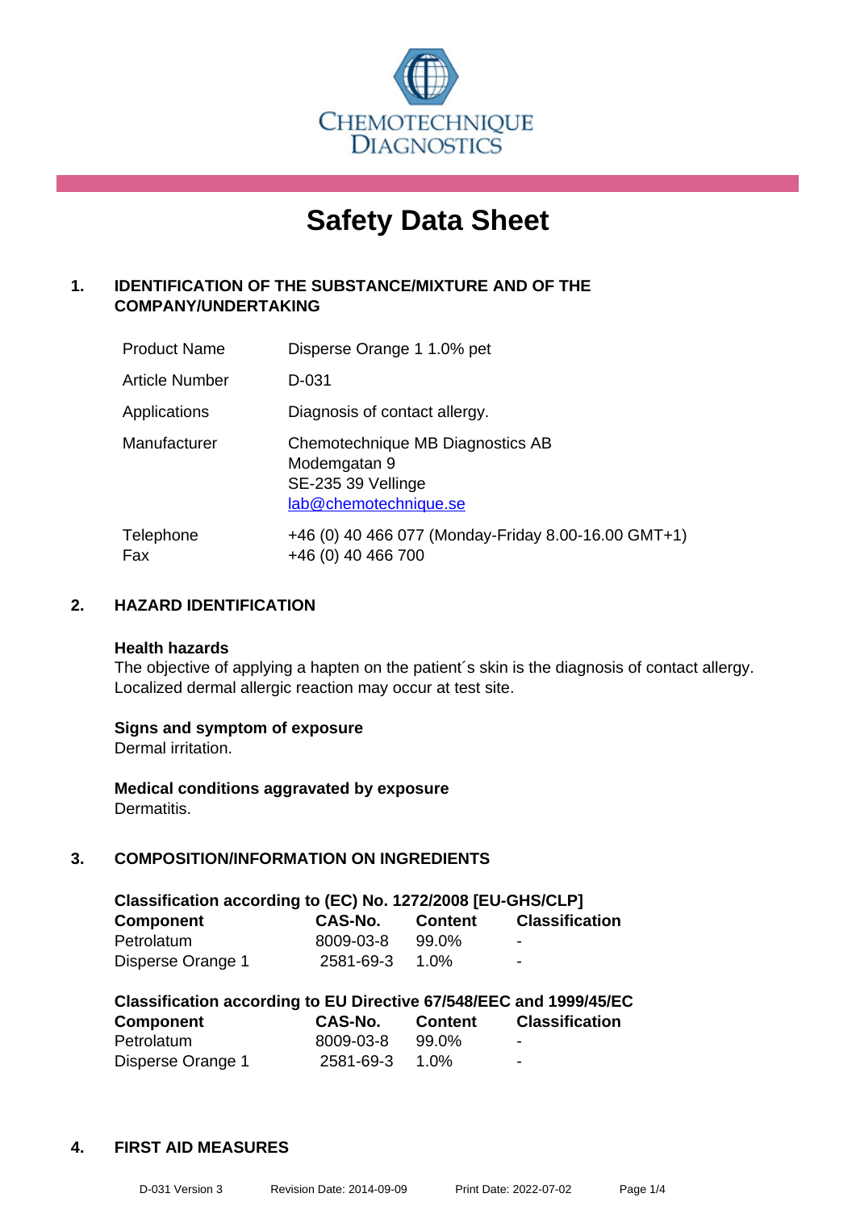CHEMOTECHNIQUE DIAGNOSTICS

# Safety Data Sheet

## 1. IDENTIFICATION OF THE SUBSTANCE/MIXTURE AND OF THE COMPANY/UNDERTAKING

| | |
|---|---|
| Product Name | Disperse Orange 1 1.0% pet |
| Article Number | D-031 |
| Applications | Diagnosis of contact allergy. |
| Manufacturer | Chemotechnique MB Diagnostics AB<br>Modemgatan 9<br>SE-235 39 Vellinge<br>lab@chemotechnique.se |
| Telephone<br>Fax | +46 (0) 40 466 077 (Monday-Friday 8.00-16.00 GMT+1)<br>+46 (0) 40 466 700 |

## 2. HAZARD IDENTIFICATION

**Health hazards**
The objective of applying a hapten on the patient´s skin is the diagnosis of contact allergy. Localized dermal allergic reaction may occur at test site.

**Signs and symptom of exposure**
Dermal irritation.

**Medical conditions aggravated by exposure**
Dermatitis.

## 3. COMPOSITION/INFORMATION ON INGREDIENTS

**Classification according to (EC) No. 1272/2008 [EU-GHS/CLP]**

| Component | CAS-No. | Content | Classification |
|---|---|---|---|
| Petrolatum | 8009-03-8 | 99.0% | - |
| Disperse Orange 1 | 2581-69-3 | 1.0% | - |

**Classification according to EU Directive 67/548/EEC and 1999/45/EC**

| Component | CAS-No. | Content | Classification |
|---|---|---|---|
| Petrolatum | 8009-03-8 | 99.0% | - |
| Disperse Orange 1 | 2581-69-3 | 1.0% | - |

## 4. FIRST AID MEASURES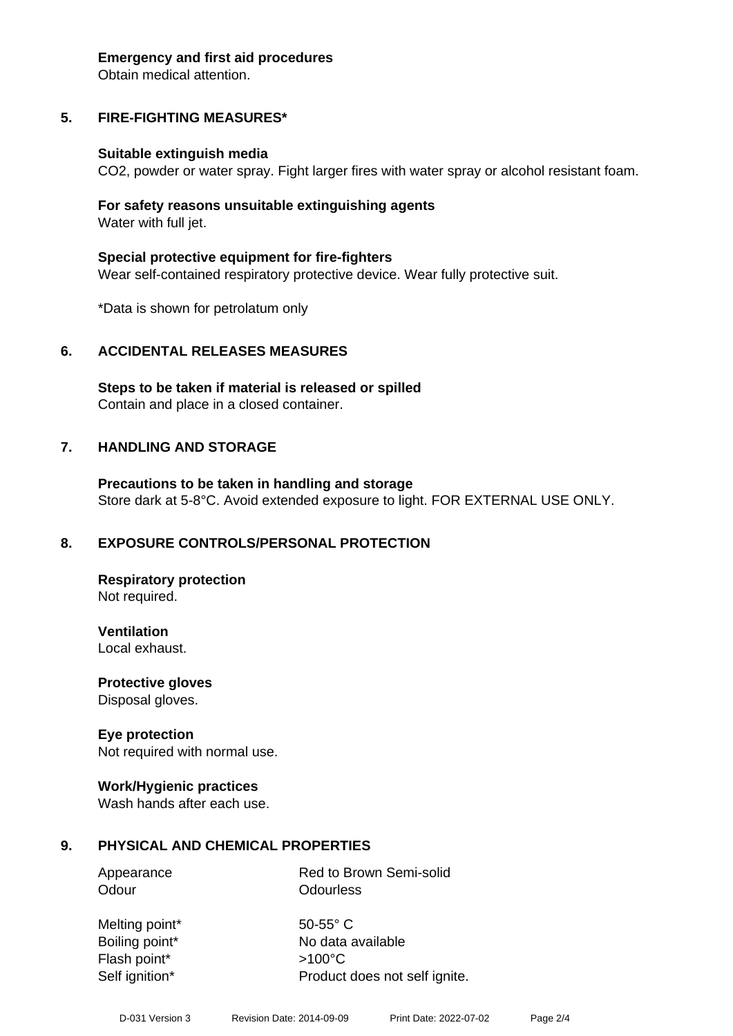**Emergency and first aid procedures**
Obtain medical attention.

## 5. FIRE-FIGHTING MEASURES*

**Suitable extinguish media**
$CO_2$, powder or water spray. Fight larger fires with water spray or alcohol resistant foam.

**For safety reasons unsuitable extinguishing agents**
Water with full jet.

**Special protective equipment for fire-fighters**
Wear self-contained respiratory protective device. Wear fully protective suit.

*Data is shown for petrolatum only

## 6. ACCIDENTAL RELEASES MEASURES

**Steps to be taken if material is released or spilled**
Contain and place in a closed container.

## 7. HANDLING AND STORAGE

**Precautions to be taken in handling and storage**
Store dark at 5-8°C. Avoid extended exposure to light. FOR EXTERNAL USE ONLY.

## 8. EXPOSURE CONTROLS/PERSONAL PROTECTION

**Respiratory protection**
Not required.

**Ventilation**
Local exhaust.

**Protective gloves**
Disposal gloves.

**Eye protection**
Not required with normal use.

**Work/Hygienic practices**
Wash hands after each use.

## 9. PHYSICAL AND CHEMICAL PROPERTIES

| | |
|---|---|
| Appearance | Red to Brown Semi-solid |
| Odour | Odourless |
| Melting point* | 50-55° C |
| Boiling point* | No data available |
| Flash point* | >100°C |
| Self ignition* | Product does not self ignite. |

D-031 Version 3 Revision Date: 2014-09-09 Print Date: 2022-07-02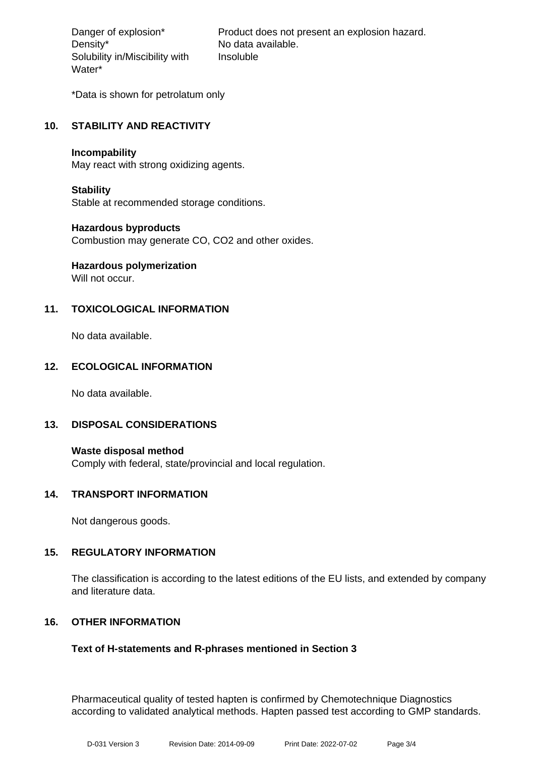| | |
|---|---|
| Danger of explosion* | Product does not present an explosion hazard. |
| Density* | No data available. |
| Solubility in/Miscibility with Water* | Insoluble |

*Data is shown for petrolatum only

## 10. STABILITY AND REACTIVITY

**Incompability**
May react with strong oxidizing agents.

**Stability**
Stable at recommended storage conditions.

**Hazardous byproducts**
Combustion may generate CO, $CO_2$ and other oxides.

**Hazardous polymerization**
Will not occur.

## 11. TOXICOLOGICAL INFORMATION

No data available.

## 12. ECOLOGICAL INFORMATION

No data available.

## 13. DISPOSAL CONSIDERATIONS

**Waste disposal method**
Comply with federal, state/provincial and local regulation.

## 14. TRANSPORT INFORMATION

Not dangerous goods.

## 15. REGULATORY INFORMATION

The classification is according to the latest editions of the EU lists, and extended by company and literature data.

## 16. OTHER INFORMATION

**Text of H-statements and R-phrases mentioned in Section 3**

Pharmaceutical quality of tested hapten is confirmed by Chemotechnique Diagnostics according to validated analytical methods. Hapten passed test according to GMP standards.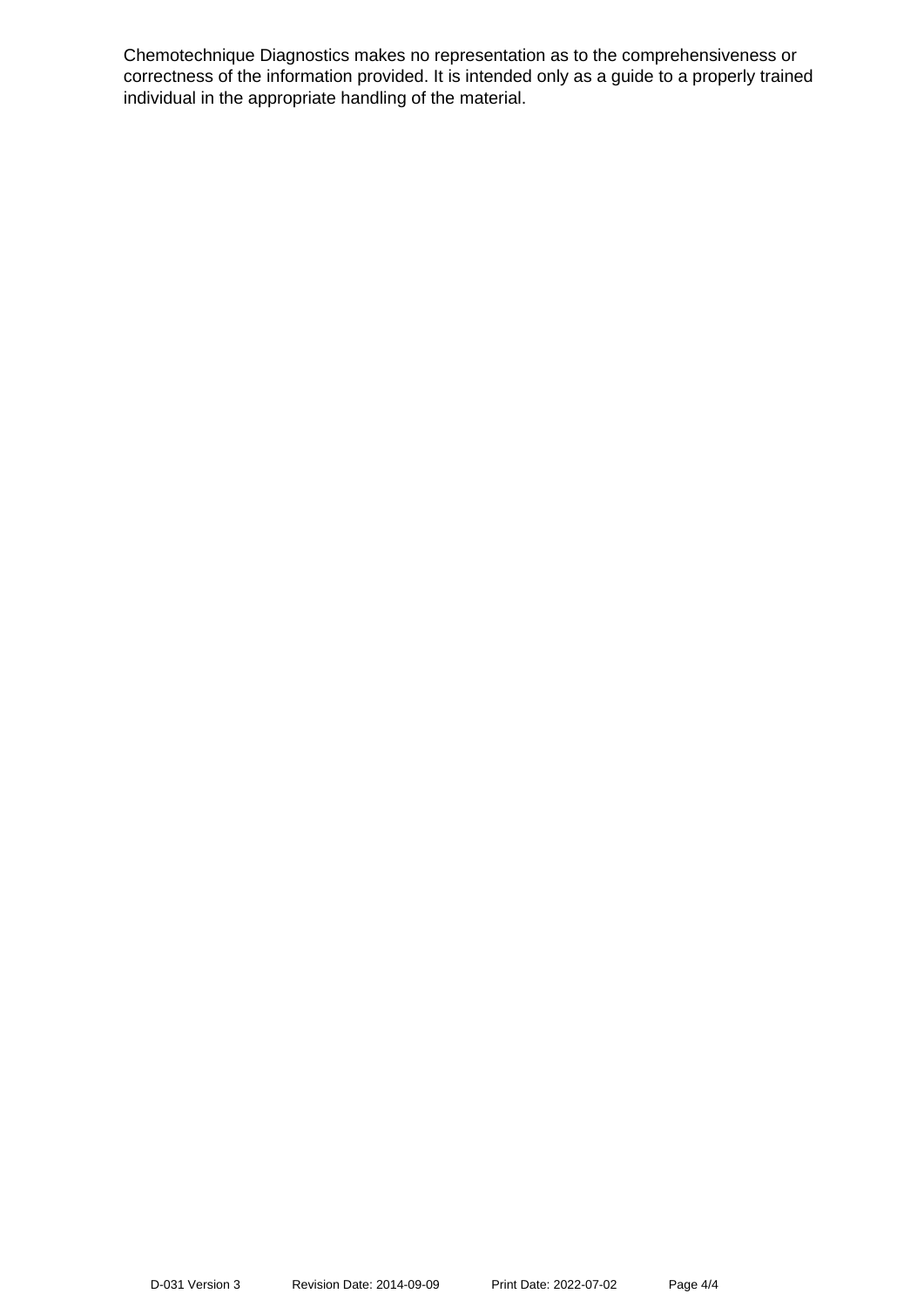Chemotechnique Diagnostics makes no representation as to the comprehensiveness or correctness of the information provided. It is intended only as a guide to a properly trained individual in the appropriate handling of the material.